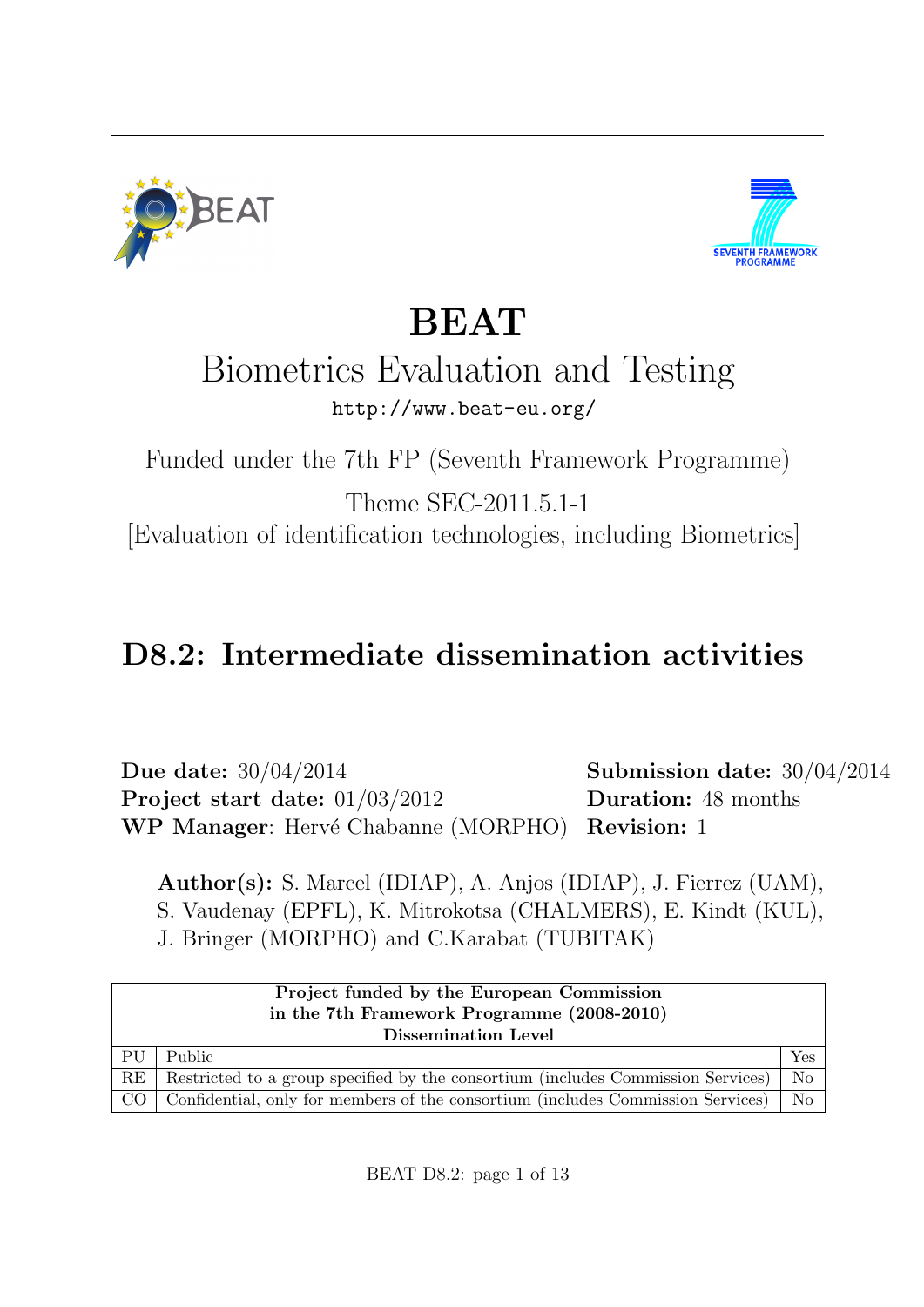# BEAT

## Biometrics Evaluation and Testing

http://www.beat-eu.org/

Funded under the 7th FP (Seventh Framework Programme)

Theme SEC-2011.5.1-1

[Evaluation of identification technologies, including Biometrics]

# D8.2: Intermediate dissemination activities

**Due date:** 30/04/2014
**Project start date:** 01/03/2012
**WP Manager**: Hervé Chabanne (MORPHO)

**Submission date:** 30/04/2014
**Duration:** 48 months
**Revision:** 1

**Author(s):** S. Marcel (IDIAP), A. Anjos (IDIAP), J. Fierrez (UAM), S. Vaudenay (EPFL), K. Mitrokotsa (CHALMERS), E. Kindt (KUL), J. Bringer (MORPHO) and C.Karabat (TUBITAK)

| Project funded by the European Commission in the 7th Framework Programme (2008-2010) | | |
|---|---|---|
| **Dissemination Level** | | |
| PU | Public | Yes |
| RE | Restricted to a group specified by the consortium (includes Commission Services) | No |
| CO | Confidential, only for members of the consortium (includes Commission Services) | No |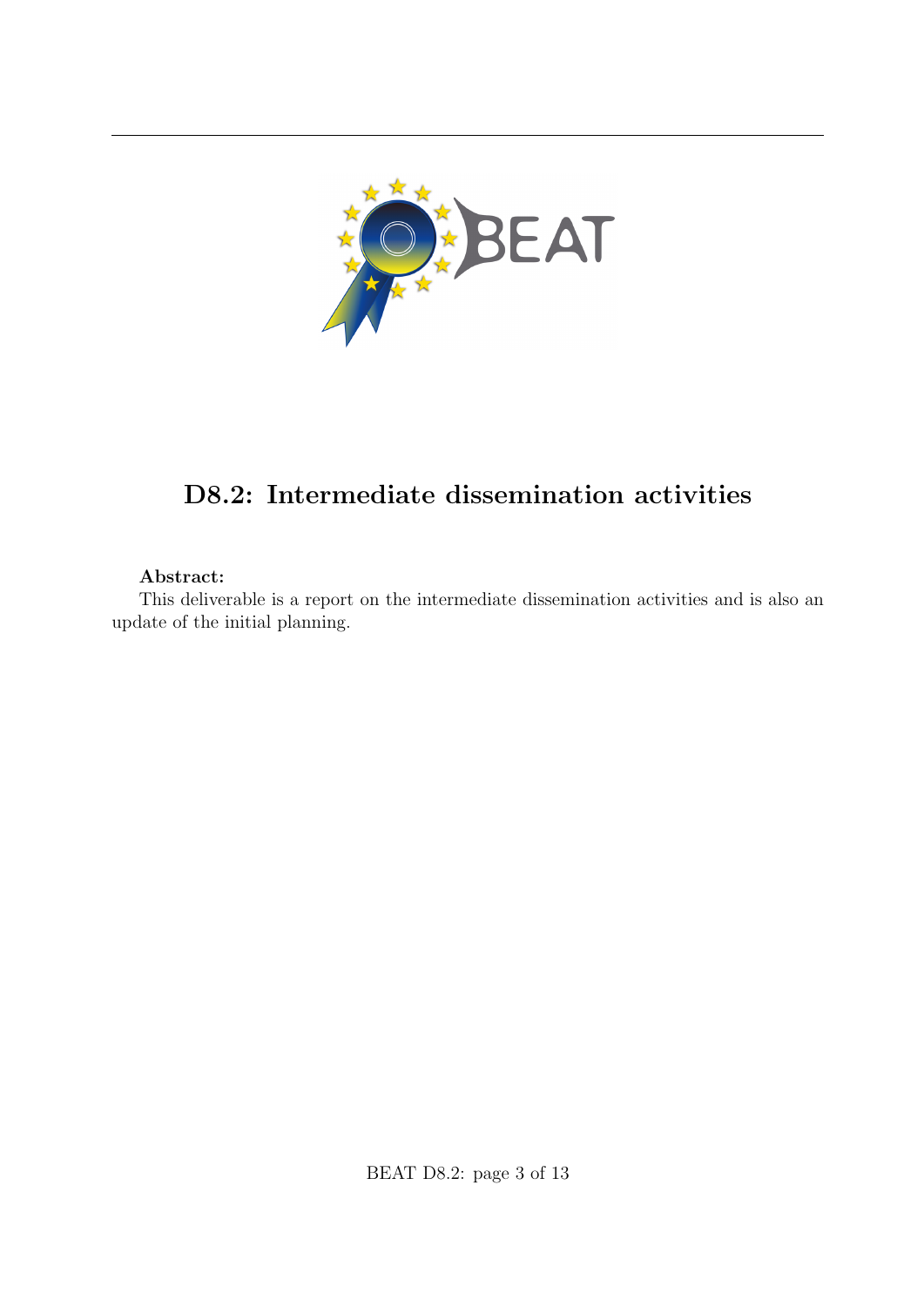# D8.2: Intermediate dissemination activities

**Abstract:**

This deliverable is a report on the intermediate dissemination activities and is also an update of the initial planning.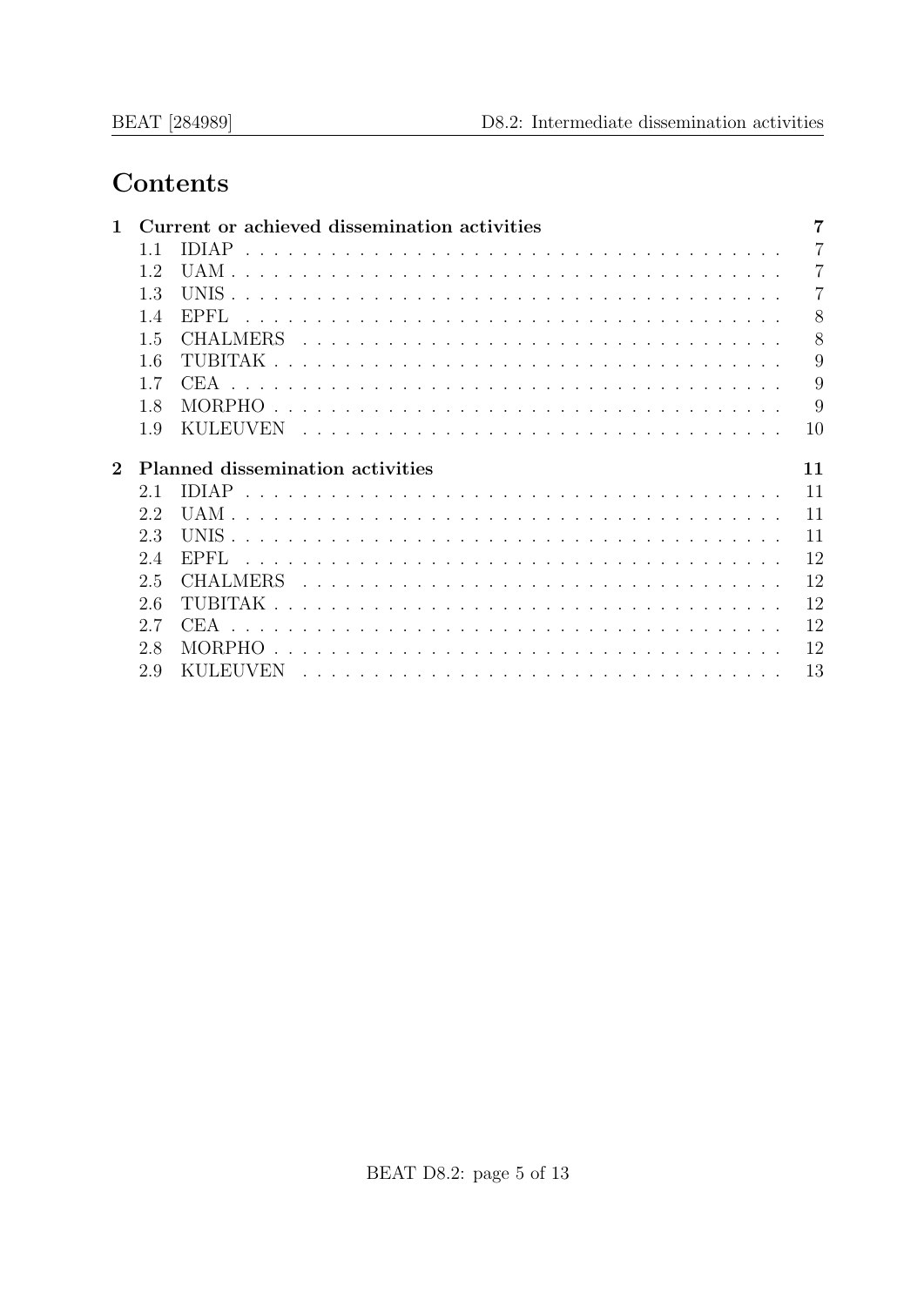# Contents

1 Current or achieved dissemination activities — 7
- 1.1 IDIAP — 7
- 1.2 UAM — 7
- 1.3 UNIS — 7
- 1.4 EPFL — 8
- 1.5 CHALMERS — 8
- 1.6 TUBITAK — 9
- 1.7 CEA — 9
- 1.8 MORPHO — 9
- 1.9 KULEUVEN — 10

2 Planned dissemination activities — 11
- 2.1 IDIAP — 11
- 2.2 UAM — 11
- 2.3 UNIS — 11
- 2.4 EPFL — 12
- 2.5 CHALMERS — 12
- 2.6 TUBITAK — 12
- 2.7 CEA — 12
- 2.8 MORPHO — 12
- 2.9 KULEUVEN — 13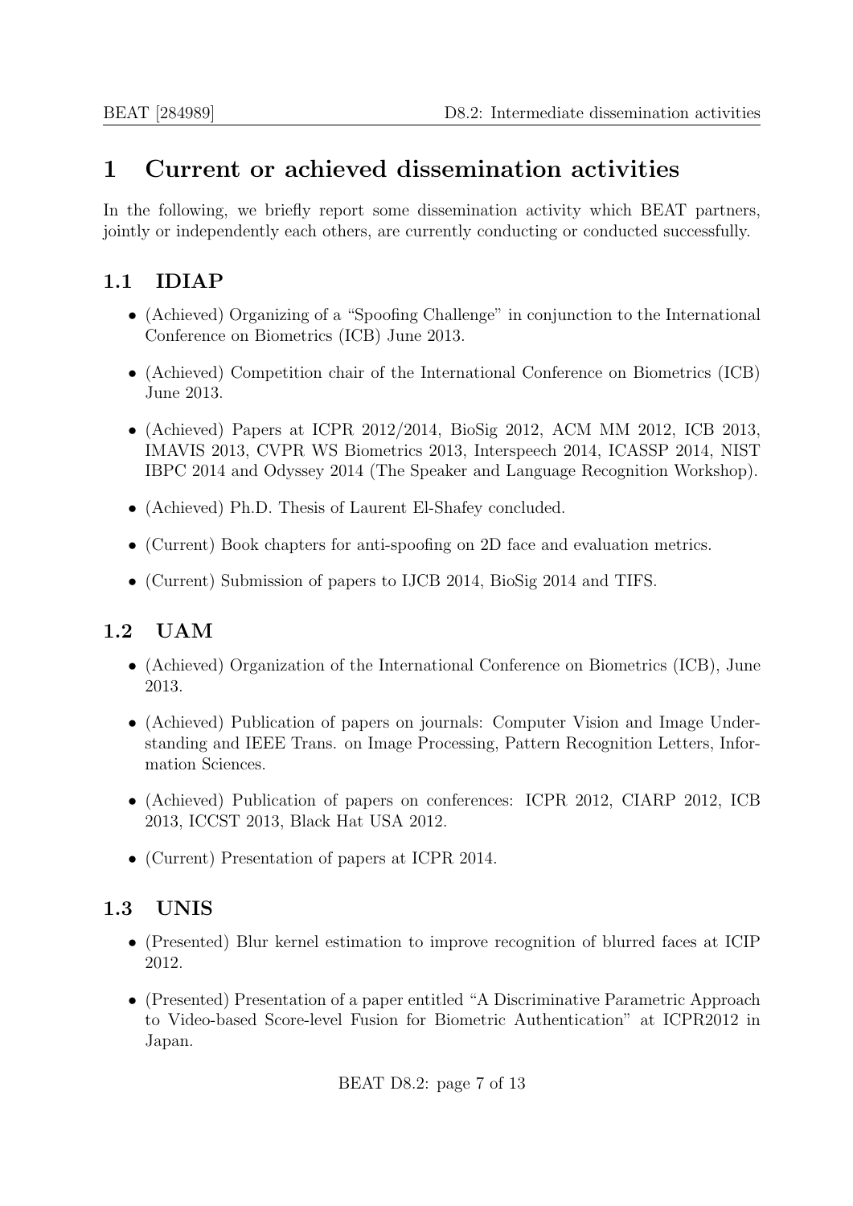# 1 Current or achieved dissemination activities

In the following, we briefly report some dissemination activity which BEAT partners, jointly or independently each others, are currently conducting or conducted successfully.

## 1.1 IDIAP

- (Achieved) Organizing of a "Spoofing Challenge" in conjunction to the International Conference on Biometrics (ICB) June 2013.
- (Achieved) Competition chair of the International Conference on Biometrics (ICB) June 2013.
- (Achieved) Papers at ICPR 2012/2014, BioSig 2012, ACM MM 2012, ICB 2013, IMAVIS 2013, CVPR WS Biometrics 2013, Interspeech 2014, ICASSP 2014, NIST IBPC 2014 and Odyssey 2014 (The Speaker and Language Recognition Workshop).
- (Achieved) Ph.D. Thesis of Laurent El-Shafey concluded.
- (Current) Book chapters for anti-spoofing on 2D face and evaluation metrics.
- (Current) Submission of papers to IJCB 2014, BioSig 2014 and TIFS.

## 1.2 UAM

- (Achieved) Organization of the International Conference on Biometrics (ICB), June 2013.
- (Achieved) Publication of papers on journals: Computer Vision and Image Understanding and IEEE Trans. on Image Processing, Pattern Recognition Letters, Information Sciences.
- (Achieved) Publication of papers on conferences: ICPR 2012, CIARP 2012, ICB 2013, ICCST 2013, Black Hat USA 2012.
- (Current) Presentation of papers at ICPR 2014.

## 1.3 UNIS

- (Presented) Blur kernel estimation to improve recognition of blurred faces at ICIP 2012.
- (Presented) Presentation of a paper entitled "A Discriminative Parametric Approach to Video-based Score-level Fusion for Biometric Authentication" at ICPR2012 in Japan.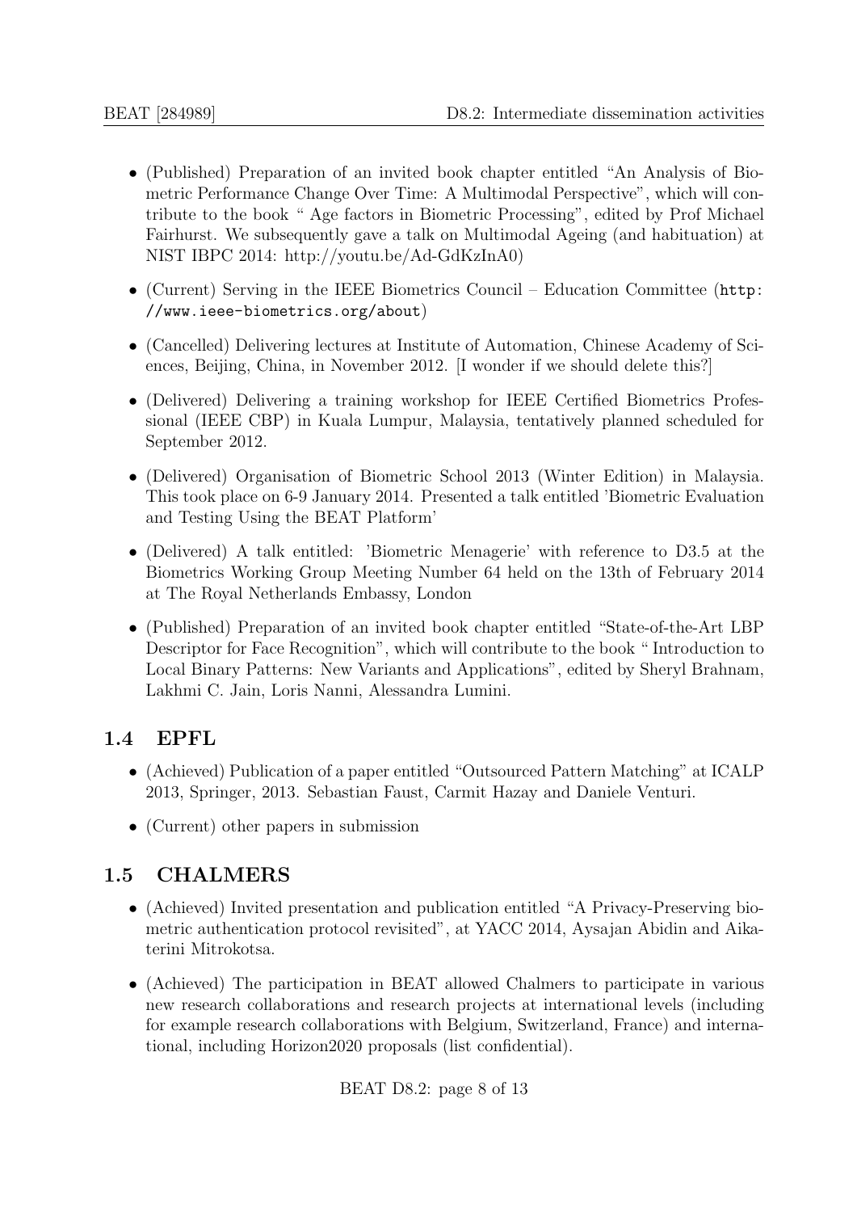- (Published) Preparation of an invited book chapter entitled "An Analysis of Biometric Performance Change Over Time: A Multimodal Perspective", which will contribute to the book " Age factors in Biometric Processing", edited by Prof Michael Fairhurst. We subsequently gave a talk on Multimodal Ageing (and habituation) at NIST IBPC 2014: http://youtu.be/Ad-GdKzInA0)
- (Current) Serving in the IEEE Biometrics Council – Education Committee (`http://www.ieee-biometrics.org/about`)
- (Cancelled) Delivering lectures at Institute of Automation, Chinese Academy of Sciences, Beijing, China, in November 2012. [I wonder if we should delete this?]
- (Delivered) Delivering a training workshop for IEEE Certified Biometrics Professional (IEEE CBP) in Kuala Lumpur, Malaysia, tentatively planned scheduled for September 2012.
- (Delivered) Organisation of Biometric School 2013 (Winter Edition) in Malaysia. This took place on 6-9 January 2014. Presented a talk entitled 'Biometric Evaluation and Testing Using the BEAT Platform'
- (Delivered) A talk entitled: 'Biometric Menagerie' with reference to D3.5 at the Biometrics Working Group Meeting Number 64 held on the 13th of February 2014 at The Royal Netherlands Embassy, London
- (Published) Preparation of an invited book chapter entitled "State-of-the-Art LBP Descriptor for Face Recognition", which will contribute to the book " Introduction to Local Binary Patterns: New Variants and Applications", edited by Sheryl Brahnam, Lakhmi C. Jain, Loris Nanni, Alessandra Lumini.

## 1.4 EPFL

- (Achieved) Publication of a paper entitled "Outsourced Pattern Matching" at ICALP 2013, Springer, 2013. Sebastian Faust, Carmit Hazay and Daniele Venturi.
- (Current) other papers in submission

## 1.5 CHALMERS

- (Achieved) Invited presentation and publication entitled "A Privacy-Preserving biometric authentication protocol revisited", at YACC 2014, Aysajan Abidin and Aikaterini Mitrokotsa.
- (Achieved) The participation in BEAT allowed Chalmers to participate in various new research collaborations and research projects at international levels (including for example research collaborations with Belgium, Switzerland, France) and international, including Horizon2020 proposals (list confidential).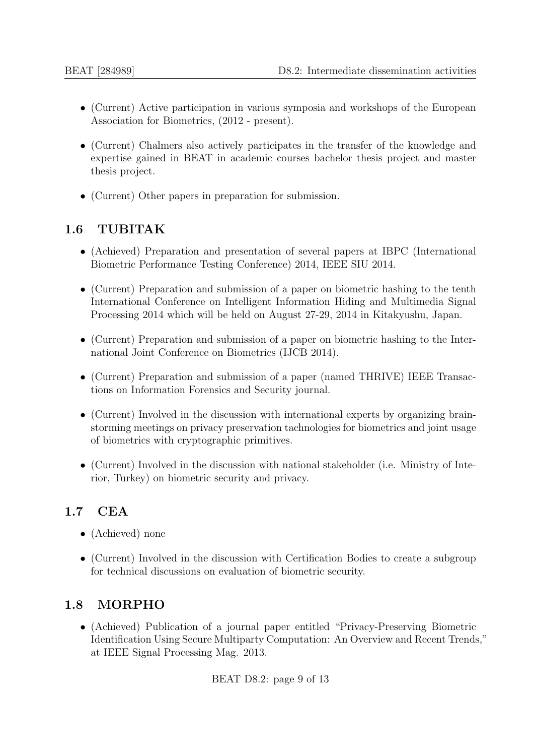- (Current) Active participation in various symposia and workshops of the European Association for Biometrics, (2012 - present).
- (Current) Chalmers also actively participates in the transfer of the knowledge and expertise gained in BEAT in academic courses bachelor thesis project and master thesis project.
- (Current) Other papers in preparation for submission.

## 1.6 TUBITAK

- (Achieved) Preparation and presentation of several papers at IBPC (International Biometric Performance Testing Conference) 2014, IEEE SIU 2014.
- (Current) Preparation and submission of a paper on biometric hashing to the tenth International Conference on Intelligent Information Hiding and Multimedia Signal Processing 2014 which will be held on August 27-29, 2014 in Kitakyushu, Japan.
- (Current) Preparation and submission of a paper on biometric hashing to the International Joint Conference on Biometrics (IJCB 2014).
- (Current) Preparation and submission of a paper (named THRIVE) IEEE Transactions on Information Forensics and Security journal.
- (Current) Involved in the discussion with international experts by organizing brainstorming meetings on privacy preservation tachnologies for biometrics and joint usage of biometrics with cryptographic primitives.
- (Current) Involved in the discussion with national stakeholder (i.e. Ministry of Interior, Turkey) on biometric security and privacy.

## 1.7 CEA

- (Achieved) none
- (Current) Involved in the discussion with Certification Bodies to create a subgroup for technical discussions on evaluation of biometric security.

## 1.8 MORPHO

- (Achieved) Publication of a journal paper entitled "Privacy-Preserving Biometric Identification Using Secure Multiparty Computation: An Overview and Recent Trends," at IEEE Signal Processing Mag. 2013.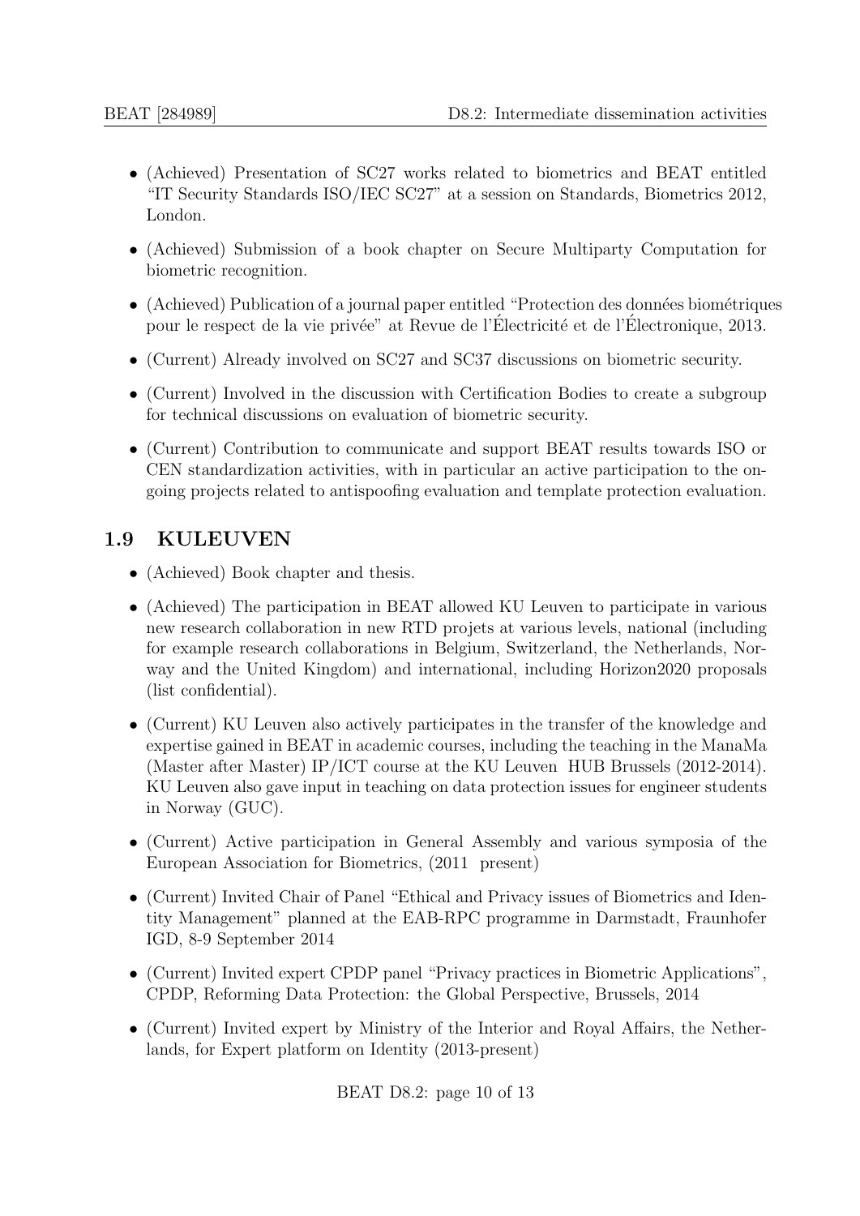- (Achieved) Presentation of SC27 works related to biometrics and BEAT entitled "IT Security Standards ISO/IEC SC27" at a session on Standards, Biometrics 2012, London.
- (Achieved) Submission of a book chapter on Secure Multiparty Computation for biometric recognition.
- (Achieved) Publication of a journal paper entitled "Protection des données biométriques pour le respect de la vie privée" at Revue de l'Électricité et de l'Électronique, 2013.
- (Current) Already involved on SC27 and SC37 discussions on biometric security.
- (Current) Involved in the discussion with Certification Bodies to create a subgroup for technical discussions on evaluation of biometric security.
- (Current) Contribution to communicate and support BEAT results towards ISO or CEN standardization activities, with in particular an active participation to the ongoing projects related to antispoofing evaluation and template protection evaluation.

## 1.9 KULEUVEN

- (Achieved) Book chapter and thesis.
- (Achieved) The participation in BEAT allowed KU Leuven to participate in various new research collaboration in new RTD projets at various levels, national (including for example research collaborations in Belgium, Switzerland, the Netherlands, Norway and the United Kingdom) and international, including Horizon2020 proposals (list confidential).
- (Current) KU Leuven also actively participates in the transfer of the knowledge and expertise gained in BEAT in academic courses, including the teaching in the ManaMa (Master after Master) IP/ICT course at the KU Leuven HUB Brussels (2012-2014). KU Leuven also gave input in teaching on data protection issues for engineer students in Norway (GUC).
- (Current) Active participation in General Assembly and various symposia of the European Association for Biometrics, (2011 present)
- (Current) Invited Chair of Panel "Ethical and Privacy issues of Biometrics and Identity Management" planned at the EAB-RPC programme in Darmstadt, Fraunhofer IGD, 8-9 September 2014
- (Current) Invited expert CPDP panel "Privacy practices in Biometric Applications", CPDP, Reforming Data Protection: the Global Perspective, Brussels, 2014
- (Current) Invited expert by Ministry of the Interior and Royal Affairs, the Netherlands, for Expert platform on Identity (2013-present)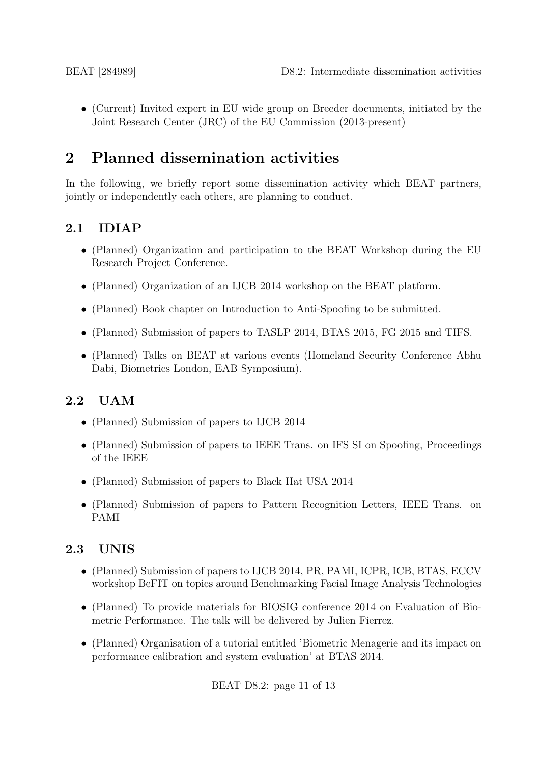- (Current) Invited expert in EU wide group on Breeder documents, initiated by the Joint Research Center (JRC) of the EU Commission (2013-present)

# 2 Planned dissemination activities

In the following, we briefly report some dissemination activity which BEAT partners, jointly or independently each others, are planning to conduct.

## 2.1 IDIAP

- (Planned) Organization and participation to the BEAT Workshop during the EU Research Project Conference.
- (Planned) Organization of an IJCB 2014 workshop on the BEAT platform.
- (Planned) Book chapter on Introduction to Anti-Spoofing to be submitted.
- (Planned) Submission of papers to TASLP 2014, BTAS 2015, FG 2015 and TIFS.
- (Planned) Talks on BEAT at various events (Homeland Security Conference Abhu Dabi, Biometrics London, EAB Symposium).

## 2.2 UAM

- (Planned) Submission of papers to IJCB 2014
- (Planned) Submission of papers to IEEE Trans. on IFS SI on Spoofing, Proceedings of the IEEE
- (Planned) Submission of papers to Black Hat USA 2014
- (Planned) Submission of papers to Pattern Recognition Letters, IEEE Trans. on PAMI

## 2.3 UNIS

- (Planned) Submission of papers to IJCB 2014, PR, PAMI, ICPR, ICB, BTAS, ECCV workshop BeFIT on topics around Benchmarking Facial Image Analysis Technologies
- (Planned) To provide materials for BIOSIG conference 2014 on Evaluation of Biometric Performance. The talk will be delivered by Julien Fierrez.
- (Planned) Organisation of a tutorial entitled 'Biometric Menagerie and its impact on performance calibration and system evaluation' at BTAS 2014.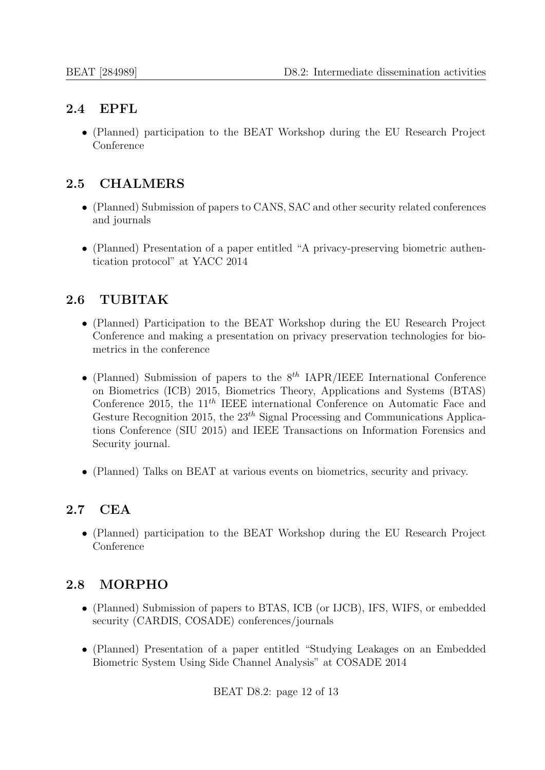## 2.4 EPFL

- (Planned) participation to the BEAT Workshop during the EU Research Project Conference

## 2.5 CHALMERS

- (Planned) Submission of papers to CANS, SAC and other security related conferences and journals
- (Planned) Presentation of a paper entitled "A privacy-preserving biometric authentication protocol" at YACC 2014

## 2.6 TUBITAK

- (Planned) Participation to the BEAT Workshop during the EU Research Project Conference and making a presentation on privacy preservation technologies for biometrics in the conference
- (Planned) Submission of papers to the $8^{th}$ IAPR/IEEE International Conference on Biometrics (ICB) 2015, Biometrics Theory, Applications and Systems (BTAS) Conference 2015, the $11^{th}$ IEEE international Conference on Automatic Face and Gesture Recognition 2015, the $23^{th}$ Signal Processing and Communications Applications Conference (SIU 2015) and IEEE Transactions on Information Forensics and Security journal.
- (Planned) Talks on BEAT at various events on biometrics, security and privacy.

## 2.7 CEA

- (Planned) participation to the BEAT Workshop during the EU Research Project Conference

## 2.8 MORPHO

- (Planned) Submission of papers to BTAS, ICB (or IJCB), IFS, WIFS, or embedded security (CARDIS, COSADE) conferences/journals
- (Planned) Presentation of a paper entitled "Studying Leakages on an Embedded Biometric System Using Side Channel Analysis" at COSADE 2014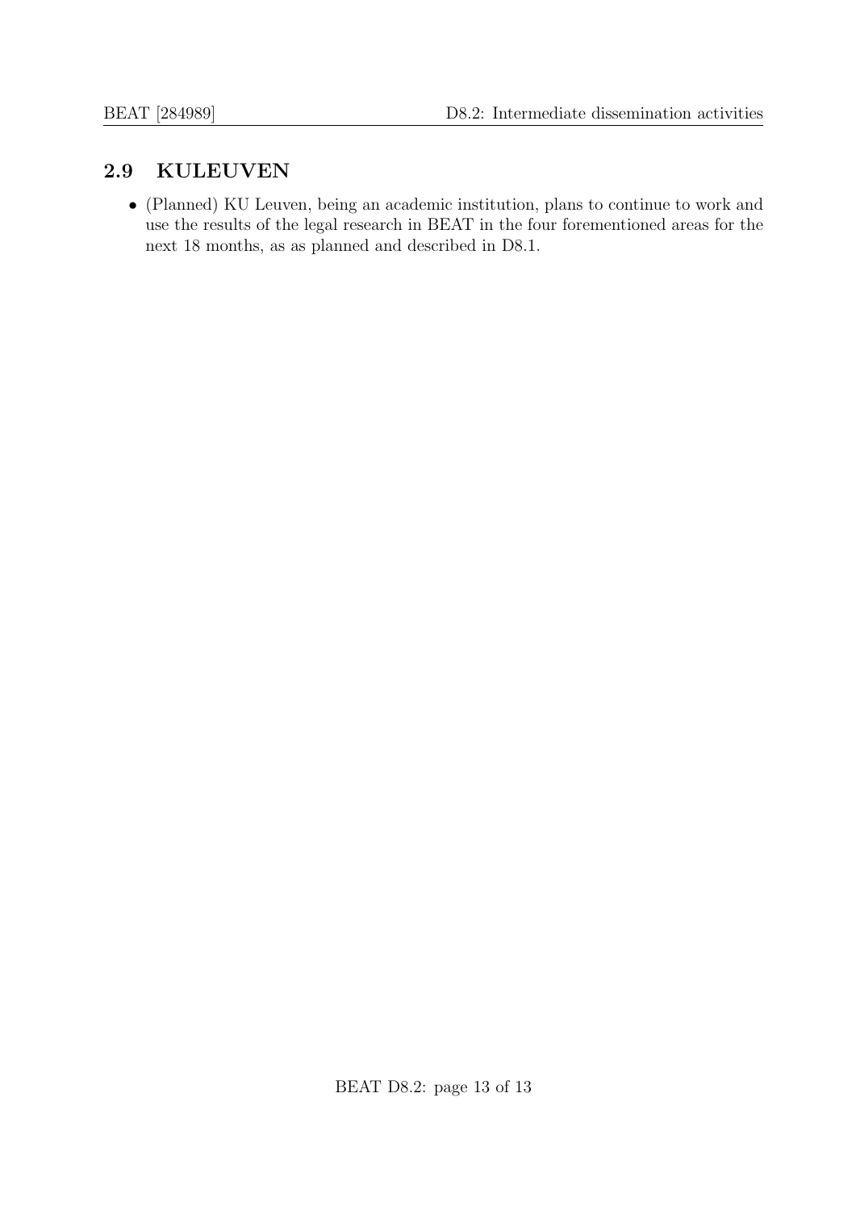## 2.9 KULEUVEN

- (Planned) KU Leuven, being an academic institution, plans to continue to work and use the results of the legal research in BEAT in the four forementioned areas for the next 18 months, as as planned and described in D8.1.